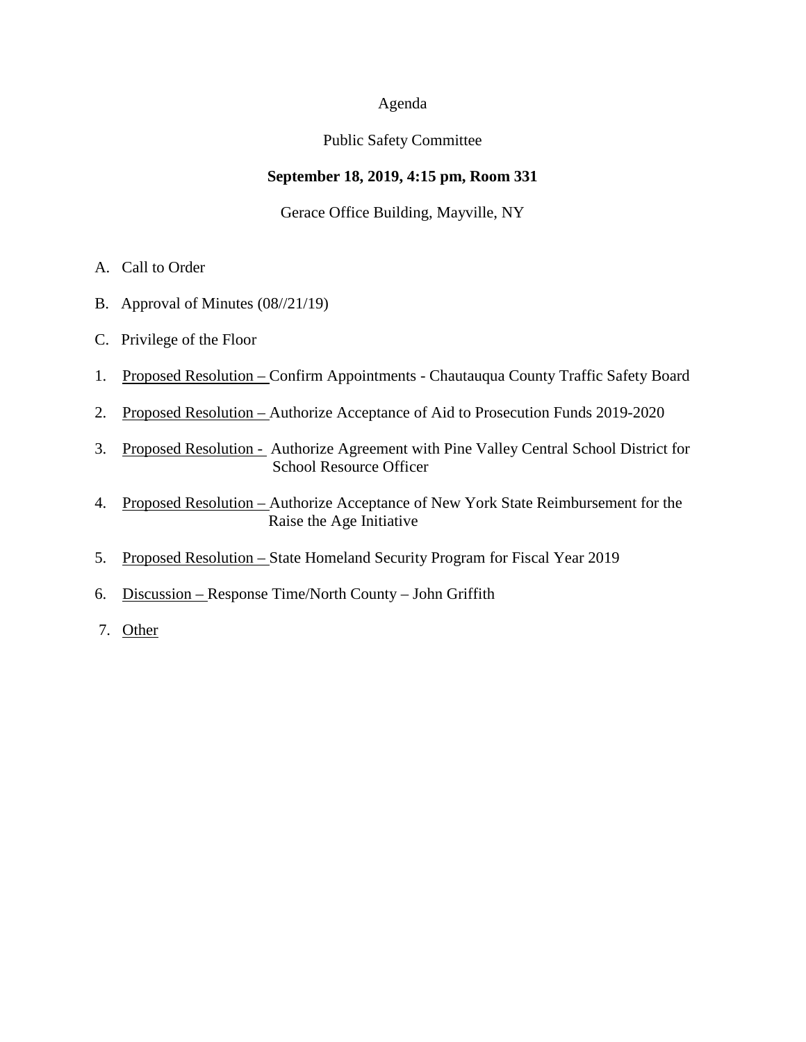Agenda

Public Safety Committee

**September 18, 2019, 4:15 pm, Room 331**

Gerace Office Building, Mayville, NY

A. Call to Order

B. Approval of Minutes (08//21/19)

C. Privilege of the Floor

1. Proposed Resolution – Confirm Appointments - Chautauqua County Traffic Safety Board

2. Proposed Resolution – Authorize Acceptance of Aid to Prosecution Funds 2019-2020

3. Proposed Resolution - Authorize Agreement with Pine Valley Central School District for School Resource Officer

4. Proposed Resolution – Authorize Acceptance of New York State Reimbursement for the Raise the Age Initiative

5. Proposed Resolution – State Homeland Security Program for Fiscal Year 2019

6. Discussion – Response Time/North County – John Griffith

7. Other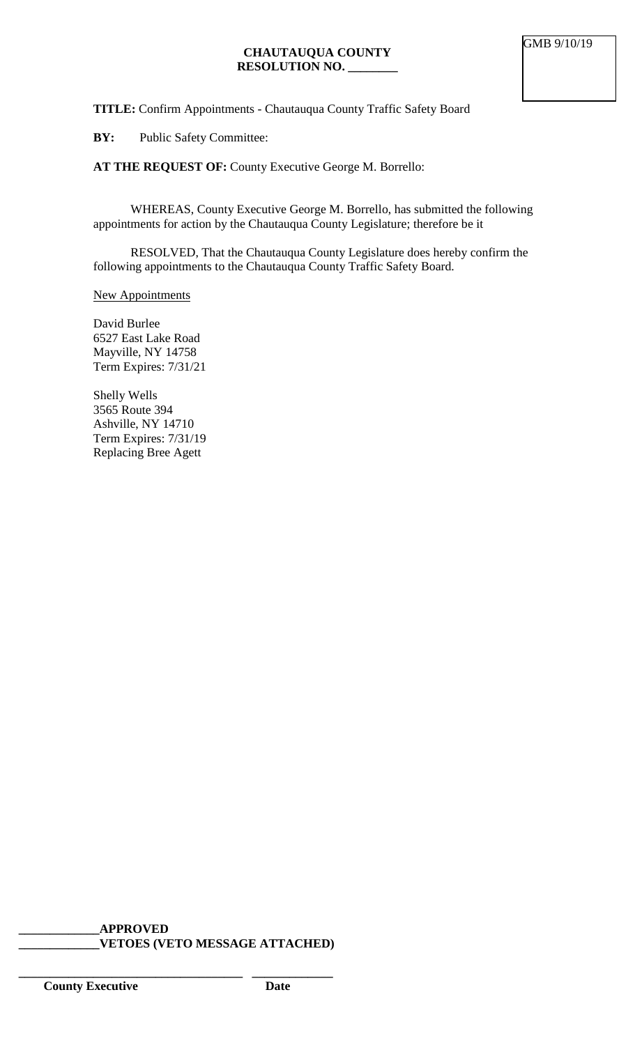GMB 9/10/19

**CHAUTAUQUA COUNTY**
**RESOLUTION NO. ________**

**TITLE:** Confirm Appointments - Chautauqua County Traffic Safety Board

**BY:** Public Safety Committee:

**AT THE REQUEST OF:** County Executive George M. Borrello:

WHEREAS, County Executive George M. Borrello, has submitted the following appointments for action by the Chautauqua County Legislature; therefore be it

RESOLVED, That the Chautauqua County Legislature does hereby confirm the following appointments to the Chautauqua County Traffic Safety Board.

New Appointments

David Burlee
6527 East Lake Road
Mayville, NY 14758
Term Expires: 7/31/21

Shelly Wells
3565 Route 394
Ashville, NY 14710
Term Expires: 7/31/19
Replacing Bree Agett

_____________**APPROVED**
_____________**VETOES (VETO MESSAGE ATTACHED)**

_____________________________________ _____________
**County Executive** **Date**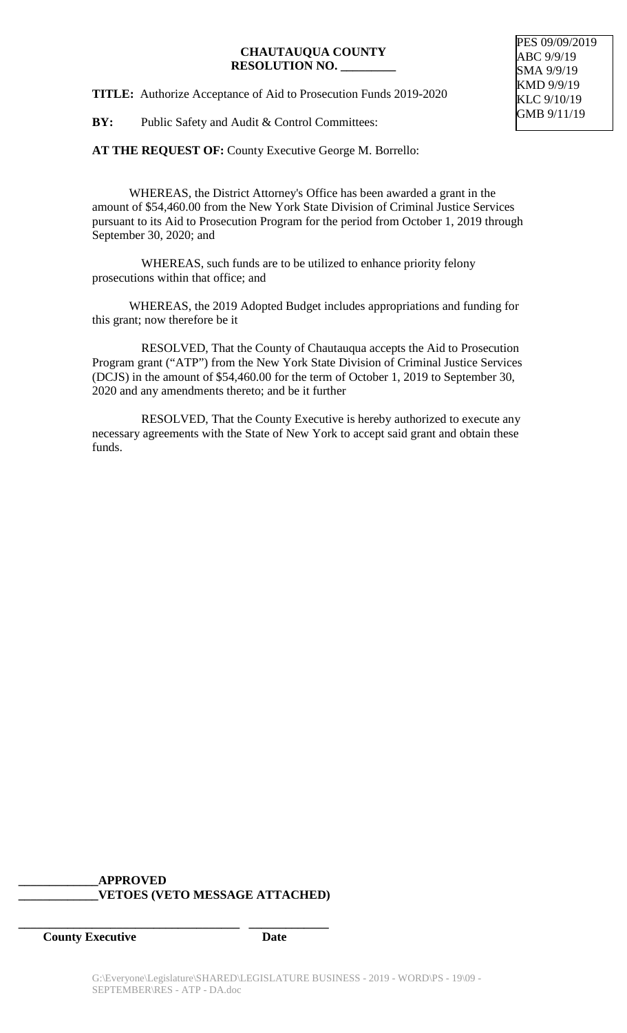PES 09/09/2019
ABC 9/9/19
SMA 9/9/19
KMD 9/9/19
KLC 9/10/19
GMB 9/11/19

**CHAUTAUQUA COUNTY**
**RESOLUTION NO. _________**

**TITLE:** Authorize Acceptance of Aid to Prosecution Funds 2019-2020

**BY:** Public Safety and Audit & Control Committees:

**AT THE REQUEST OF:** County Executive George M. Borrello:

WHEREAS, the District Attorney's Office has been awarded a grant in the amount of $54,460.00 from the New York State Division of Criminal Justice Services pursuant to its Aid to Prosecution Program for the period from October 1, 2019 through September 30, 2020; and

WHEREAS, such funds are to be utilized to enhance priority felony prosecutions within that office; and

WHEREAS, the 2019 Adopted Budget includes appropriations and funding for this grant; now therefore be it

RESOLVED, That the County of Chautauqua accepts the Aid to Prosecution Program grant ("ATP") from the New York State Division of Criminal Justice Services (DCJS) in the amount of $54,460.00 for the term of October 1, 2019 to September 30, 2020 and any amendments thereto; and be it further

RESOLVED, That the County Executive is hereby authorized to execute any necessary agreements with the State of New York to accept said grant and obtain these funds.

**_____________APPROVED**
**_____________VETOES (VETO MESSAGE ATTACHED)**

**___________________________________ _____________**
**County Executive Date**

G:\Everyone\Legislature\SHARED\LEGISLATURE BUSINESS - 2019 - WORD\PS - 19\09 - SEPTEMBER\RES - ATP - DA.doc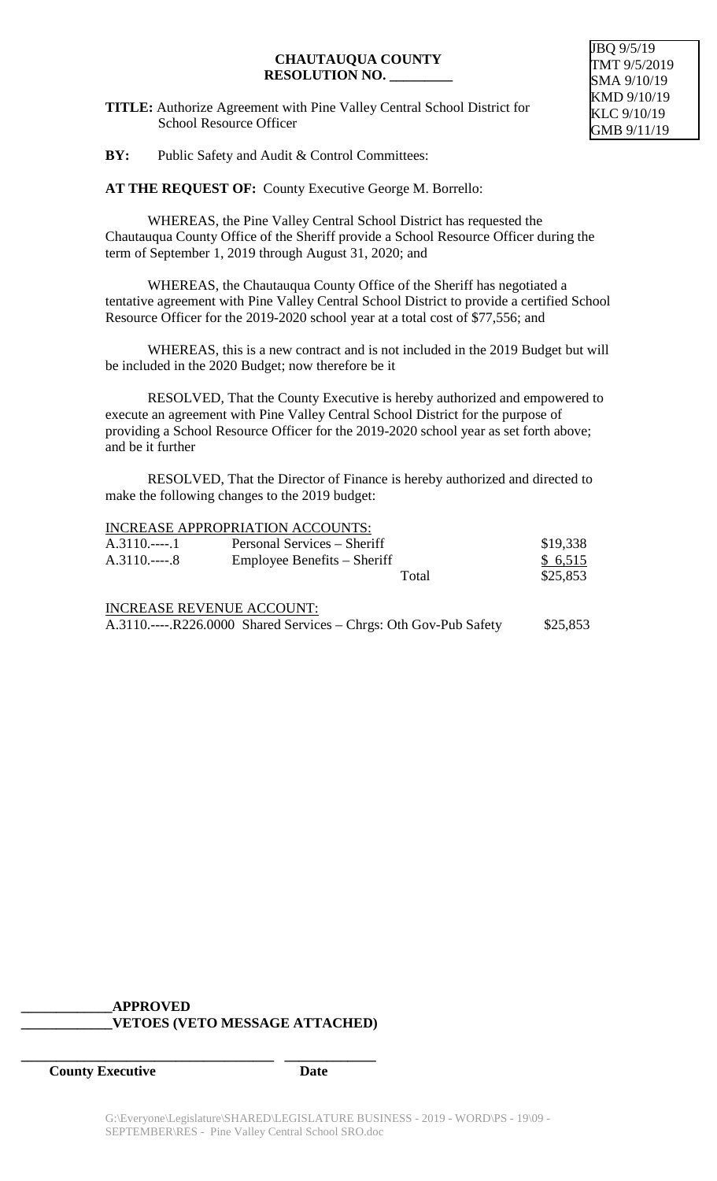JBQ 9/5/19
TMT 9/5/2019
SMA 9/10/19
KMD 9/10/19
KLC 9/10/19
GMB 9/11/19

**CHAUTAUQUA COUNTY**
**RESOLUTION NO. _________**

**TITLE:** Authorize Agreement with Pine Valley Central School District for School Resource Officer

**BY:** Public Safety and Audit & Control Committees:

**AT THE REQUEST OF:** County Executive George M. Borrello:

WHEREAS, the Pine Valley Central School District has requested the Chautauqua County Office of the Sheriff provide a School Resource Officer during the term of September 1, 2019 through August 31, 2020; and

WHEREAS, the Chautauqua County Office of the Sheriff has negotiated a tentative agreement with Pine Valley Central School District to provide a certified School Resource Officer for the 2019-2020 school year at a total cost of $77,556; and

WHEREAS, this is a new contract and is not included in the 2019 Budget but will be included in the 2020 Budget; now therefore be it

RESOLVED, That the County Executive is hereby authorized and empowered to execute an agreement with Pine Valley Central School District for the purpose of providing a School Resource Officer for the 2019-2020 school year as set forth above; and be it further

RESOLVED, That the Director of Finance is hereby authorized and directed to make the following changes to the 2019 budget:

INCREASE APPROPRIATION ACCOUNTS:

| | | |
|---|---|---|
| A.3110.----.1 | Personal Services – Sheriff | $19,338 |
| A.3110.----.8 | Employee Benefits – Sheriff | $ 6,515 |
| | Total | $25,853 |

INCREASE REVENUE ACCOUNT:

| | |
|---|---|
| A.3110.----.R226.0000 Shared Services – Chrgs: Oth Gov-Pub Safety | $25,853 |

_____________**APPROVED**
_____________**VETOES (VETO MESSAGE ATTACHED)**

_____________________________________ _____________
**County Executive** **Date**

G:\Everyone\Legislature\SHARED\LEGISLATURE BUSINESS - 2019 - WORD\PS - 19\09 - SEPTEMBER\RES - Pine Valley Central School SRO.doc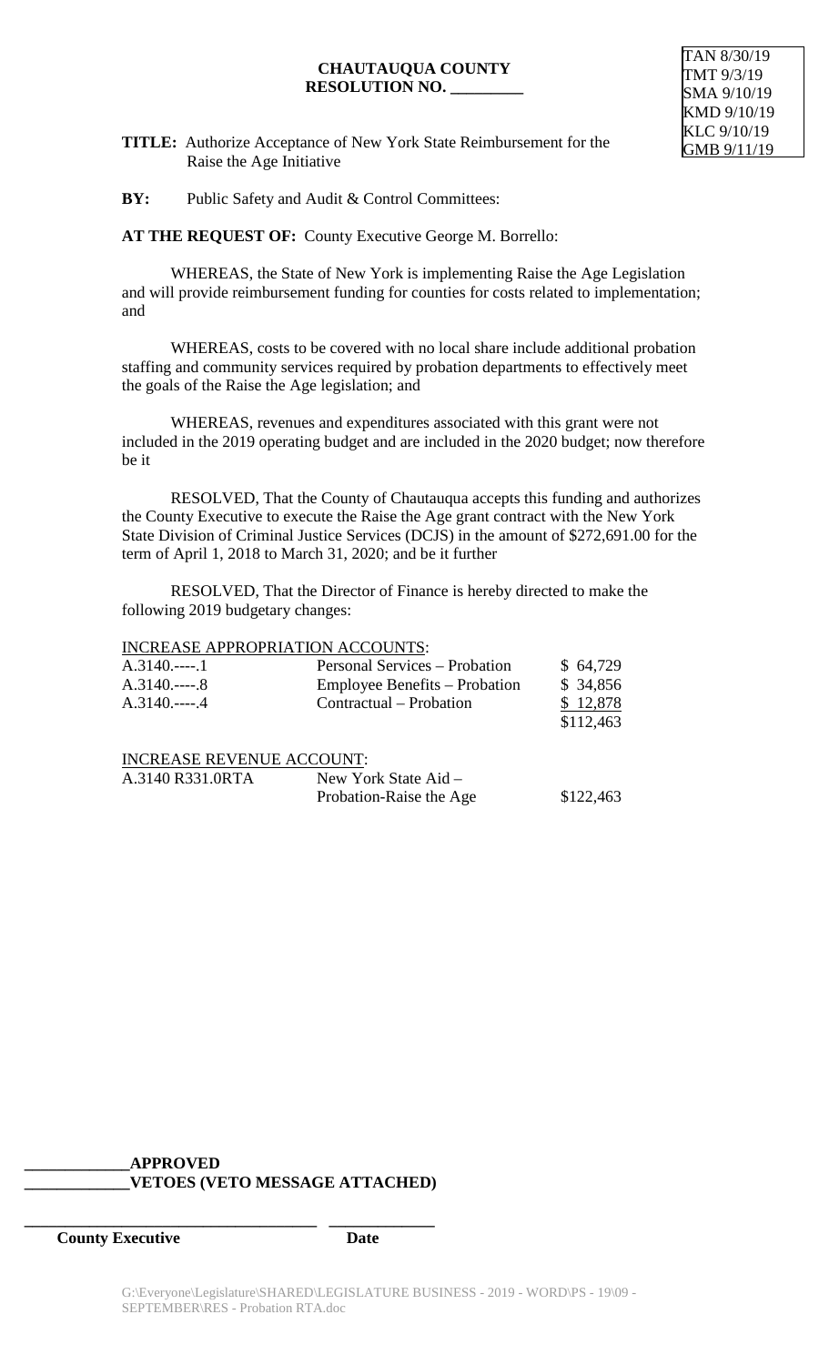TAN 8/30/19
TMT 9/3/19
SMA 9/10/19
KMD 9/10/19
KLC 9/10/19
GMB 9/11/19

**CHAUTAUQUA COUNTY**
**RESOLUTION NO. _________**

**TITLE:** Authorize Acceptance of New York State Reimbursement for the Raise the Age Initiative

**BY:** Public Safety and Audit & Control Committees:

**AT THE REQUEST OF:** County Executive George M. Borrello:

WHEREAS, the State of New York is implementing Raise the Age Legislation and will provide reimbursement funding for counties for costs related to implementation; and

WHEREAS, costs to be covered with no local share include additional probation staffing and community services required by probation departments to effectively meet the goals of the Raise the Age legislation; and

WHEREAS, revenues and expenditures associated with this grant were not included in the 2019 operating budget and are included in the 2020 budget; now therefore be it

RESOLVED, That the County of Chautauqua accepts this funding and authorizes the County Executive to execute the Raise the Age grant contract with the New York State Division of Criminal Justice Services (DCJS) in the amount of $272,691.00 for the term of April 1, 2018 to March 31, 2020; and be it further

RESOLVED, That the Director of Finance is hereby directed to make the following 2019 budgetary changes:

INCREASE APPROPRIATION ACCOUNTS:

| | | |
|---|---|---|
| A.3140.----.1 | Personal Services – Probation | $ 64,729 |
| A.3140.----.8 | Employee Benefits – Probation | $ 34,856 |
| A.3140.----.4 | Contractual – Probation | $ 12,878 |
| | | $112,463 |

INCREASE REVENUE ACCOUNT:

| | | |
|---|---|---|
| A.3140 R331.0RTA | New York State Aid – Probation-Raise the Age | $122,463 |

_____________**APPROVED**
_____________**VETOES (VETO MESSAGE ATTACHED)**

_____________________________________ _____________
**County Executive** **Date**

G:\Everyone\Legislature\SHARED\LEGISLATURE BUSINESS - 2019 - WORD\PS - 19\09 - SEPTEMBER\RES - Probation RTA.doc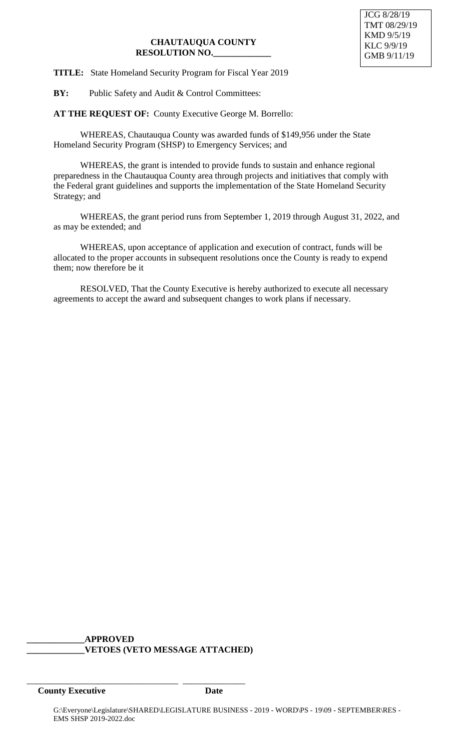JCG 8/28/19
TMT 08/29/19
KMD 9/5/19
KLC 9/9/19
GMB 9/11/19

**CHAUTAUQUA COUNTY**
**RESOLUTION NO.____________**

**TITLE:** State Homeland Security Program for Fiscal Year 2019

**BY:** Public Safety and Audit & Control Committees:

**AT THE REQUEST OF:** County Executive George M. Borrello:

WHEREAS, Chautauqua County was awarded funds of $149,956 under the State Homeland Security Program (SHSP) to Emergency Services; and

WHEREAS, the grant is intended to provide funds to sustain and enhance regional preparedness in the Chautauqua County area through projects and initiatives that comply with the Federal grant guidelines and supports the implementation of the State Homeland Security Strategy; and

WHEREAS, the grant period runs from September 1, 2019 through August 31, 2022, and as may be extended; and

WHEREAS, upon acceptance of application and execution of contract, funds will be allocated to the proper accounts in subsequent resolutions once the County is ready to expend them; now therefore be it

RESOLVED, That the County Executive is hereby authorized to execute all necessary agreements to accept the award and subsequent changes to work plans if necessary.

____________**APPROVED**
____________**VETOES (VETO MESSAGE ATTACHED)**

________________________________ ______________
**County Executive** **Date**

G:\Everyone\Legislature\SHARED\LEGISLATURE BUSINESS - 2019 - WORD\PS - 19\09 - SEPTEMBER\RES - EMS SHSP 2019-2022.doc